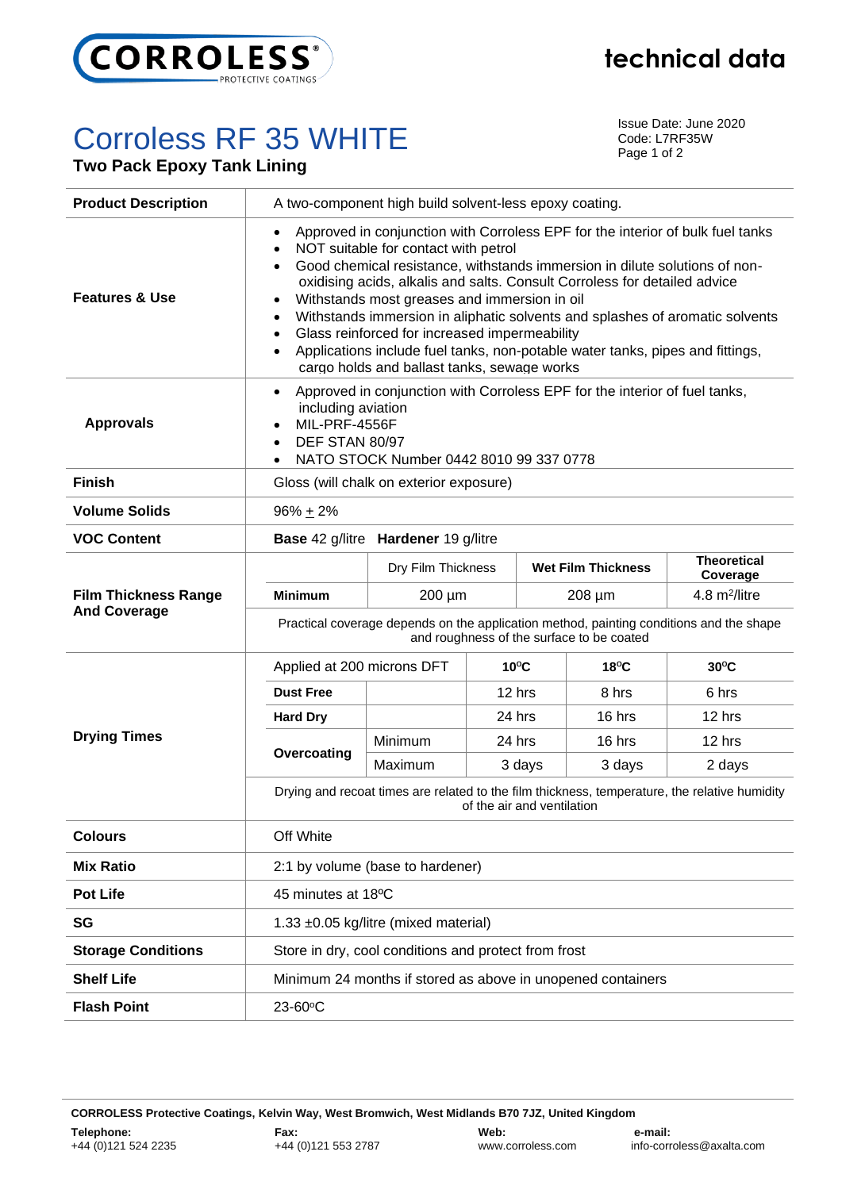CORROLESS PROTECTIVE COATINGS

technical data

# Corroless RF 35 WHITE

**Two Pack Epoxy Tank Lining**

Issue Date: June 2020
Code: L7RF35W

| | |
|---|---|
| **Product Description** | A two-component high build solvent-less epoxy coating. |
| **Features & Use** | • Approved in conjunction with Corroless EPF for the interior of bulk fuel tanks<br>• NOT suitable for contact with petrol<br>• Good chemical resistance, withstands immersion in dilute solutions of non-oxidising acids, alkalis and salts. Consult Corroless for detailed advice<br>• Withstands most greases and immersion in oil<br>• Withstands immersion in aliphatic solvents and splashes of aromatic solvents<br>• Glass reinforced for increased impermeability<br>• Applications include fuel tanks, non-potable water tanks, pipes and fittings, cargo holds and ballast tanks, sewage works |
| **Approvals** | • Approved in conjunction with Corroless EPF for the interior of fuel tanks, including aviation<br>• MIL-PRF-4556F<br>• DEF STAN 80/97<br>• NATO STOCK Number 0442 8010 99 337 0778 |
| **Finish** | Gloss (will chalk on exterior exposure) |
| **Volume Solids** | 96% ± 2% |
| **VOC Content** | **Base** 42 g/litre **Hardener** 19 g/litre |

**Film Thickness Range And Coverage**

| | Dry Film Thickness | Wet Film Thickness | Theoretical Coverage |
|---|---|---|---|
| **Minimum** | 200 µm | 208 µm | 4.8 m²/litre |

Practical coverage depends on the application method, painting conditions and the shape and roughness of the surface to be coated

**Drying Times**

| Applied at 200 microns DFT | | 10°C | 18°C | 30°C |
|---|---|---|---|---|
| **Dust Free** | | 12 hrs | 8 hrs | 6 hrs |
| **Hard Dry** | | 24 hrs | 16 hrs | 12 hrs |
| **Overcoating** | Minimum | 24 hrs | 16 hrs | 12 hrs |
| | Maximum | 3 days | 3 days | 2 days |

Drying and recoat times are related to the film thickness, temperature, the relative humidity of the air and ventilation

| | |
|---|---|
| **Colours** | Off White |
| **Mix Ratio** | 2:1 by volume (base to hardener) |
| **Pot Life** | 45 minutes at 18°C |
| **SG** | 1.33 ±0.05 kg/litre (mixed material) |
| **Storage Conditions** | Store in dry, cool conditions and protect from frost |
| **Shelf Life** | Minimum 24 months if stored as above in unopened containers |
| **Flash Point** | 23-60°C |

**CORROLESS Protective Coatings, Kelvin Way, West Bromwich, West Midlands B70 7JZ, United Kingdom**

**Telephone:** +44 (0)121 524 2235 **Fax:** +44 (0)121 553 2787 **Web:** www.corroless.com **e-mail:** info-corroless@axalta.com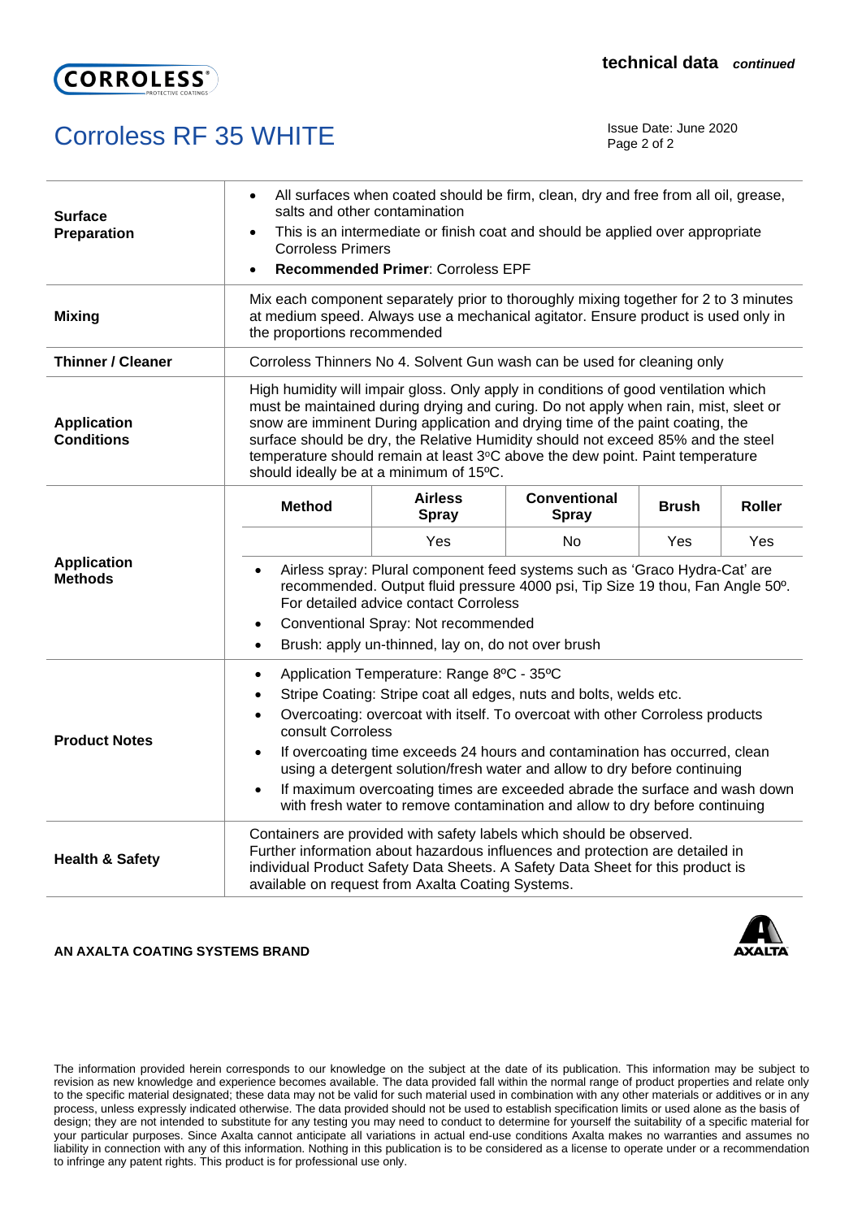# Corroless RF 35 WHITE

Issue Date: June 2020

| | |
|---|---|
| **Surface Preparation** | • All surfaces when coated should be firm, clean, dry and free from all oil, grease, salts and other contamination<br>• This is an intermediate or finish coat and should be applied over appropriate Corroless Primers<br>• **Recommended Primer**: Corroless EPF |
| **Mixing** | Mix each component separately prior to thoroughly mixing together for 2 to 3 minutes at medium speed. Always use a mechanical agitator. Ensure product is used only in the proportions recommended |
| **Thinner / Cleaner** | Corroless Thinners No 4. Solvent Gun wash can be used for cleaning only |
| **Application Conditions** | High humidity will impair gloss. Only apply in conditions of good ventilation which must be maintained during drying and curing. Do not apply when rain, mist, sleet or snow are imminent During application and drying time of the paint coating, the surface should be dry, the Relative Humidity should not exceed 85% and the steel temperature should remain at least 3°C above the dew point. Paint temperature should ideally be at a minimum of 15ºC. |
| **Application Methods** | See below |
| **Product Notes** | • Application Temperature: Range 8ºC - 35ºC<br>• Stripe Coating: Stripe coat all edges, nuts and bolts, welds etc.<br>• Overcoating: overcoat with itself. To overcoat with other Corroless products consult Corroless<br>• If overcoating time exceeds 24 hours and contamination has occurred, clean using a detergent solution/fresh water and allow to dry before continuing<br>• If maximum overcoating times are exceeded abrade the surface and wash down with fresh water to remove contamination and allow to dry before continuing |
| **Health & Safety** | Containers are provided with safety labels which should be observed. Further information about hazardous influences and protection are detailed in individual Product Safety Data Sheets. A Safety Data Sheet for this product is available on request from Axalta Coating Systems. |

**Application Methods**

| Method | Airless Spray | Conventional Spray | Brush | Roller |
|---|---|---|---|---|
| | Yes | No | Yes | Yes |

- Airless spray: Plural component feed systems such as 'Graco Hydra-Cat' are recommended. Output fluid pressure 4000 psi, Tip Size 19 thou, Fan Angle 50º. For detailed advice contact Corroless
- Conventional Spray: Not recommended
- Brush: apply un-thinned, lay on, do not over brush

**AN AXALTA COATING SYSTEMS BRAND**

The information provided herein corresponds to our knowledge on the subject at the date of its publication. This information may be subject to revision as new knowledge and experience becomes available. The data provided fall within the normal range of product properties and relate only to the specific material designated; these data may not be valid for such material used in combination with any other materials or additives or in any process, unless expressly indicated otherwise. The data provided should not be used to establish specification limits or used alone as the basis of design; they are not intended to substitute for any testing you may need to conduct to determine for yourself the suitability of a specific material for your particular purposes. Since Axalta cannot anticipate all variations in actual end-use conditions Axalta makes no warranties and assumes no liability in connection with any of this information. Nothing in this publication is to be considered as a license to operate under or a recommendation to infringe any patent rights. This product is for professional use only.